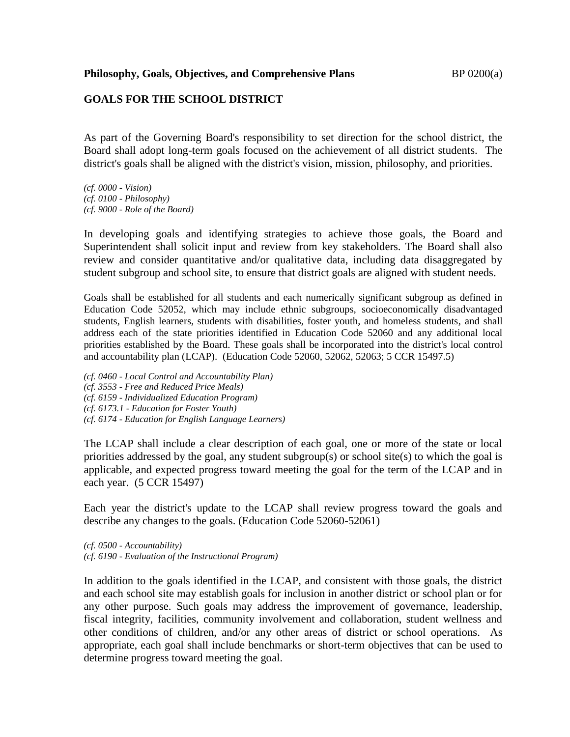**Philosophy, Goals, Objectives, and Comprehensive Plans** BP 0200(a)

**GOALS FOR THE SCHOOL DISTRICT**

As part of the Governing Board's responsibility to set direction for the school district, the Board shall adopt long-term goals focused on the achievement of all district students. The district's goals shall be aligned with the district's vision, mission, philosophy, and priorities.

*(cf. 0000 - Vision)*
*(cf. 0100 - Philosophy)*
*(cf. 9000 - Role of the Board)*

In developing goals and identifying strategies to achieve those goals, the Board and Superintendent shall solicit input and review from key stakeholders. The Board shall also review and consider quantitative and/or qualitative data, including data disaggregated by student subgroup and school site, to ensure that district goals are aligned with student needs.

Goals shall be established for all students and each numerically significant subgroup as defined in Education Code 52052, which may include ethnic subgroups, socioeconomically disadvantaged students, English learners, students with disabilities, foster youth, and homeless students, and shall address each of the state priorities identified in Education Code 52060 and any additional local priorities established by the Board. These goals shall be incorporated into the district's local control and accountability plan (LCAP). (Education Code 52060, 52062, 52063; 5 CCR 15497.5)

*(cf. 0460 - Local Control and Accountability Plan)*
*(cf. 3553 - Free and Reduced Price Meals)*
*(cf. 6159 - Individualized Education Program)*
*(cf. 6173.1 - Education for Foster Youth)*
*(cf. 6174 - Education for English Language Learners)*

The LCAP shall include a clear description of each goal, one or more of the state or local priorities addressed by the goal, any student subgroup(s) or school site(s) to which the goal is applicable, and expected progress toward meeting the goal for the term of the LCAP and in each year. (5 CCR 15497)

Each year the district's update to the LCAP shall review progress toward the goals and describe any changes to the goals. (Education Code 52060-52061)

*(cf. 0500 - Accountability)*
*(cf. 6190 - Evaluation of the Instructional Program)*

In addition to the goals identified in the LCAP, and consistent with those goals, the district and each school site may establish goals for inclusion in another district or school plan or for any other purpose. Such goals may address the improvement of governance, leadership, fiscal integrity, facilities, community involvement and collaboration, student wellness and other conditions of children, and/or any other areas of district or school operations. As appropriate, each goal shall include benchmarks or short-term objectives that can be used to determine progress toward meeting the goal.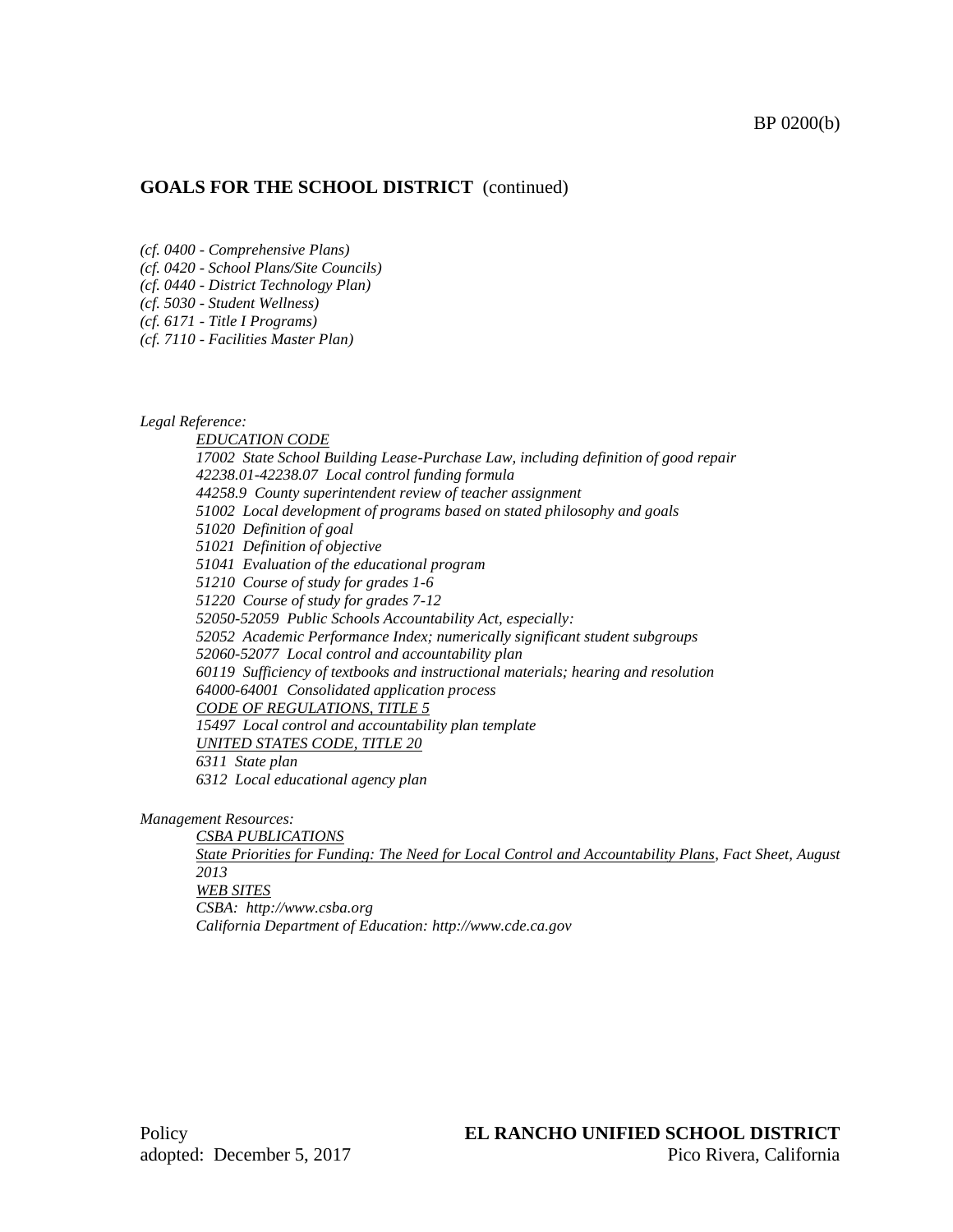## GOALS FOR THE SCHOOL DISTRICT (continued)

*(cf. 0400 - Comprehensive Plans)*
*(cf. 0420 - School Plans/Site Councils)*
*(cf. 0440 - District Technology Plan)*
*(cf. 5030 - Student Wellness)*
*(cf. 6171 - Title I Programs)*
*(cf. 7110 - Facilities Master Plan)*

*Legal Reference:*

*EDUCATION CODE*
*17002 State School Building Lease-Purchase Law, including definition of good repair*
*42238.01-42238.07 Local control funding formula*
*44258.9 County superintendent review of teacher assignment*
*51002 Local development of programs based on stated philosophy and goals*
*51020 Definition of goal*
*51021 Definition of objective*
*51041 Evaluation of the educational program*
*51210 Course of study for grades 1-6*
*51220 Course of study for grades 7-12*
*52050-52059 Public Schools Accountability Act, especially:*
*52052 Academic Performance Index; numerically significant student subgroups*
*52060-52077 Local control and accountability plan*
*60119 Sufficiency of textbooks and instructional materials; hearing and resolution*
*64000-64001 Consolidated application process*
*CODE OF REGULATIONS, TITLE 5*
*15497 Local control and accountability plan template*
*UNITED STATES CODE, TITLE 20*
*6311 State plan*
*6312 Local educational agency plan*

*Management Resources:*

*CSBA PUBLICATIONS*
*State Priorities for Funding: The Need for Local Control and Accountability Plans, Fact Sheet, August 2013*
*WEB SITES*
*CSBA: http://www.csba.org*
*California Department of Education: http://www.cde.ca.gov*

Policy
adopted: December 5, 2017

**EL RANCHO UNIFIED SCHOOL DISTRICT**
Pico Rivera, California